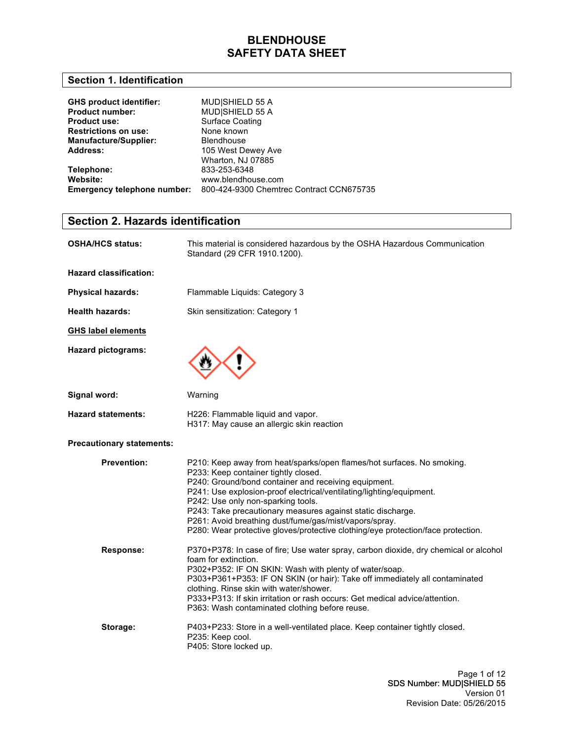# BLENDHOUSE
# SAFETY DATA SHEET

## Section 1. Identification

**GHS product identifier:** MUD|SHIELD 55 A
**Product number:** MUD|SHIELD 55 A
**Product use:** Surface Coating
**Restrictions on use:** None known
**Manufacture/Supplier:** Blendhouse
**Address:** 105 West Dewey Ave
Wharton, NJ 07885
**Telephone:** 833-253-6348
**Website:** www.blendhouse.com
**Emergency telephone number:** 800-424-9300 Chemtrec Contract CCN675735

## Section 2. Hazards identification

**OSHA/HCS status:** This material is considered hazardous by the OSHA Hazardous Communication Standard (29 CFR 1910.1200).

**Hazard classification:**

**Physical hazards:** Flammable Liquids: Category 3

**Health hazards:** Skin sensitization: Category 1

**GHS label elements**

**Hazard pictograms:**

**Signal word:** Warning

**Hazard statements:**
H226: Flammable liquid and vapor.
H317: May cause an allergic skin reaction

**Precautionary statements:**

**Prevention:**
P210: Keep away from heat/sparks/open flames/hot surfaces. No smoking.
P233: Keep container tightly closed.
P240: Ground/bond container and receiving equipment.
P241: Use explosion-proof electrical/ventilating/lighting/equipment.
P242: Use only non-sparking tools.
P243: Take precautionary measures against static discharge.
P261: Avoid breathing dust/fume/gas/mist/vapors/spray.
P280: Wear protective gloves/protective clothing/eye protection/face protection.

**Response:**
P370+P378: In case of fire; Use water spray, carbon dioxide, dry chemical or alcohol foam for extinction.
P302+P352: IF ON SKIN: Wash with plenty of water/soap.
P303+P361+P353: IF ON SKIN (or hair): Take off immediately all contaminated clothing. Rinse skin with water/shower.
P333+P313: If skin irritation or rash occurs: Get medical advice/attention.
P363: Wash contaminated clothing before reuse.

**Storage:**
P403+P233: Store in a well-ventilated place. Keep container tightly closed.
P235: Keep cool.
P405: Store locked up.

SDS Number: MUD|SHIELD 55
Version 01
Revision Date: 05/26/2015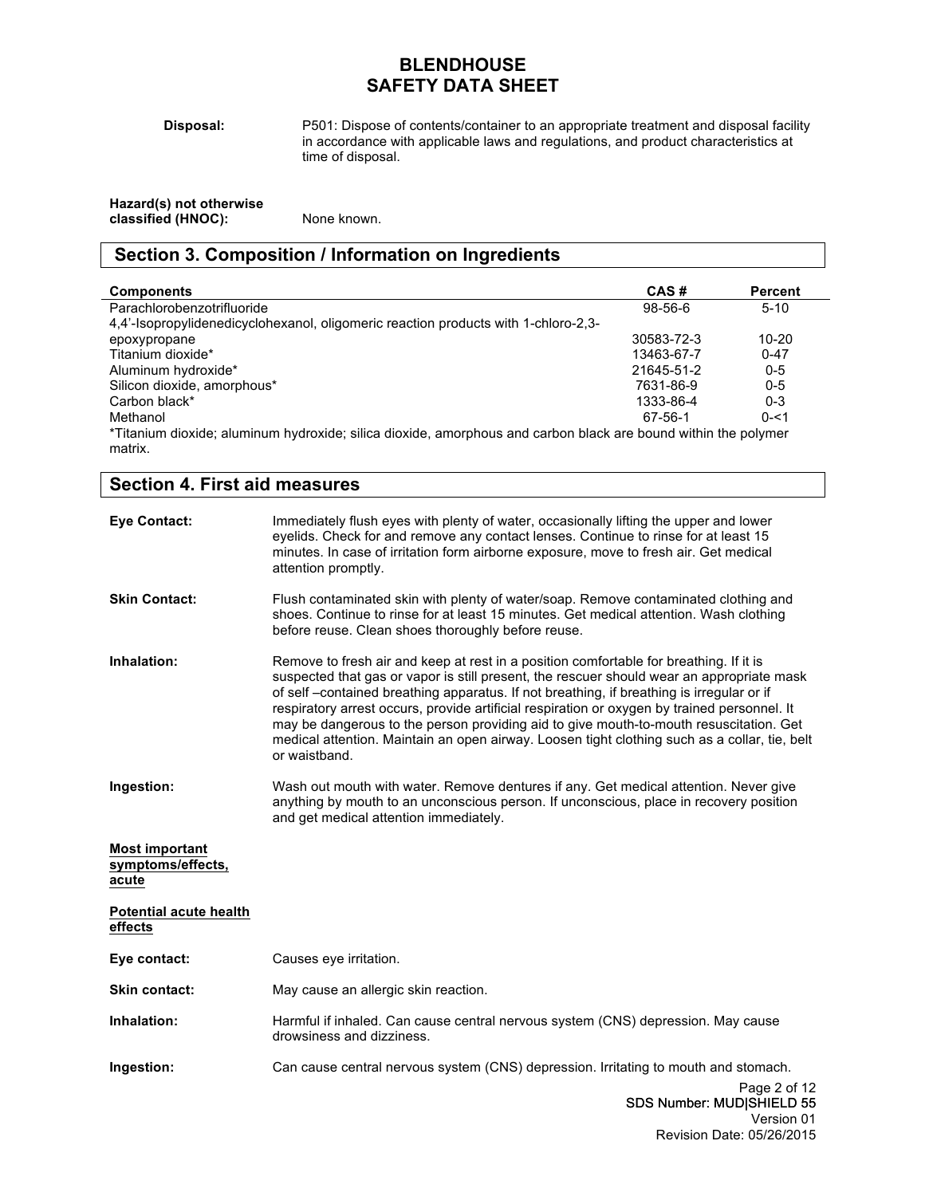**Disposal:** P501: Dispose of contents/container to an appropriate treatment and disposal facility in accordance with applicable laws and regulations, and product characteristics at time of disposal.

**Hazard(s) not otherwise classified (HNOC):** None known.

## Section 3. Composition / Information on Ingredients

| Components | CAS # | Percent |
|---|---|---|
| Parachlorobenzotrifluoride | 98-56-6 | 5-10 |
| 4,4'-Isopropylidenedicyclohexanol, oligomeric reaction products with 1-chloro-2,3-epoxypropane | 30583-72-3 | 10-20 |
| Titanium dioxide* | 13463-67-7 | 0-47 |
| Aluminum hydroxide* | 21645-51-2 | 0-5 |
| Silicon dioxide, amorphous* | 7631-86-9 | 0-5 |
| Carbon black* | 1333-86-4 | 0-3 |
| Methanol | 67-56-1 | 0-<1 |

*Titanium dioxide; aluminum hydroxide; silica dioxide, amorphous and carbon black are bound within the polymer matrix.

## Section 4. First aid measures

**Eye Contact:** Immediately flush eyes with plenty of water, occasionally lifting the upper and lower eyelids. Check for and remove any contact lenses. Continue to rinse for at least 15 minutes. In case of irritation form airborne exposure, move to fresh air. Get medical attention promptly.

**Skin Contact:** Flush contaminated skin with plenty of water/soap. Remove contaminated clothing and shoes. Continue to rinse for at least 15 minutes. Get medical attention. Wash clothing before reuse. Clean shoes thoroughly before reuse.

**Inhalation:** Remove to fresh air and keep at rest in a position comfortable for breathing. If it is suspected that gas or vapor is still present, the rescuer should wear an appropriate mask of self –contained breathing apparatus. If not breathing, if breathing is irregular or if respiratory arrest occurs, provide artificial respiration or oxygen by trained personnel. It may be dangerous to the person providing aid to give mouth-to-mouth resuscitation. Get medical attention. Maintain an open airway. Loosen tight clothing such as a collar, tie, belt or waistband.

**Ingestion:** Wash out mouth with water. Remove dentures if any. Get medical attention. Never give anything by mouth to an unconscious person. If unconscious, place in recovery position and get medical attention immediately.

**Most important symptoms/effects, acute**

**Potential acute health effects**

**Eye contact:** Causes eye irritation.

**Skin contact:** May cause an allergic skin reaction.

**Inhalation:** Harmful if inhaled. Can cause central nervous system (CNS) depression. May cause drowsiness and dizziness.

**Ingestion:** Can cause central nervous system (CNS) depression. Irritating to mouth and stomach.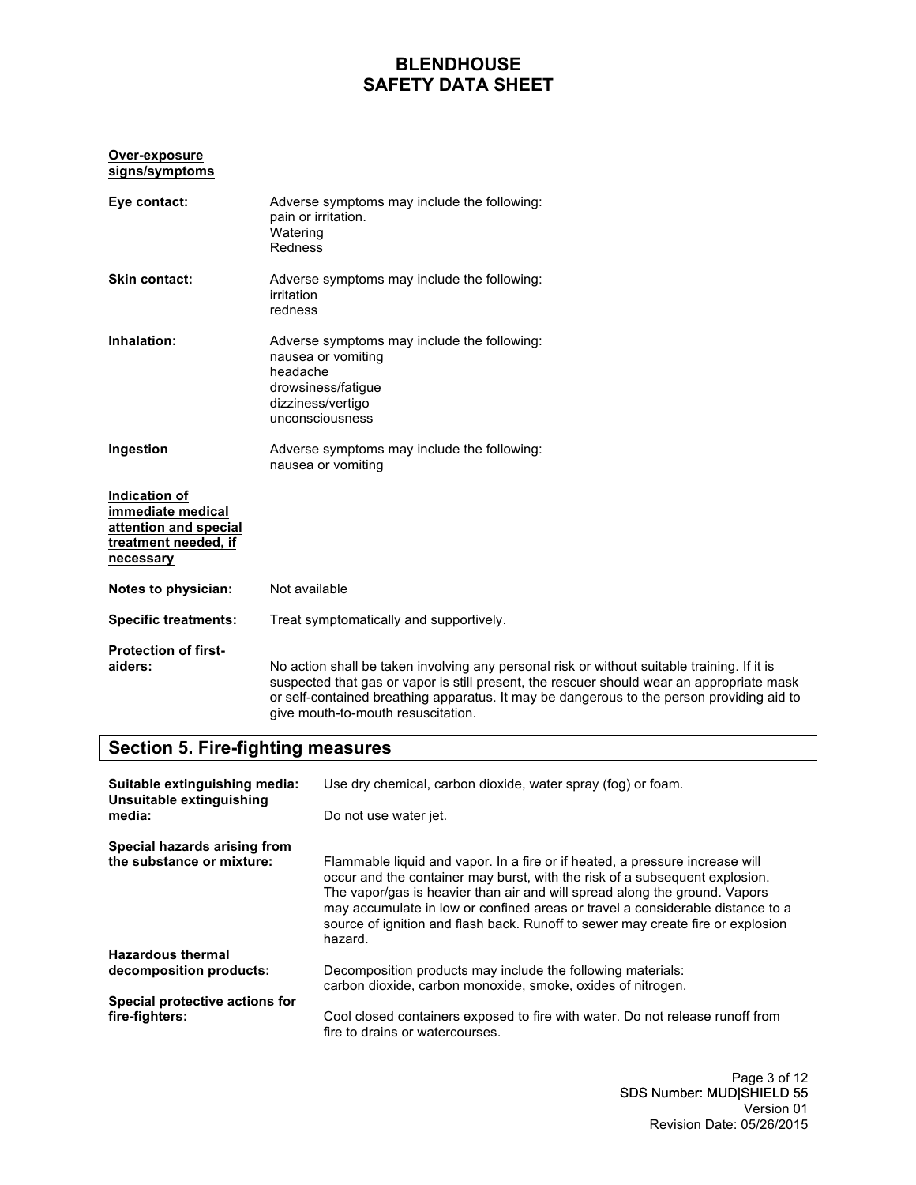**Over-exposure signs/symptoms**

**Eye contact:** Adverse symptoms may include the following:
pain or irritation.
Watering
Redness

**Skin contact:** Adverse symptoms may include the following:
irritation
redness

**Inhalation:** Adverse symptoms may include the following:
nausea or vomiting
headache
drowsiness/fatigue
dizziness/vertigo
unconsciousness

**Ingestion** Adverse symptoms may include the following:
nausea or vomiting

**Indication of immediate medical attention and special treatment needed, if necessary**

**Notes to physician:** Not available

**Specific treatments:** Treat symptomatically and supportively.

**Protection of first-aiders:** No action shall be taken involving any personal risk or without suitable training. If it is suspected that gas or vapor is still present, the rescuer should wear an appropriate mask or self-contained breathing apparatus. It may be dangerous to the person providing aid to give mouth-to-mouth resuscitation.

## Section 5. Fire-fighting measures

**Suitable extinguishing media:** Use dry chemical, carbon dioxide, water spray (fog) or foam.

**Unsuitable extinguishing media:** Do not use water jet.

**Special hazards arising from the substance or mixture:** Flammable liquid and vapor. In a fire or if heated, a pressure increase will occur and the container may burst, with the risk of a subsequent explosion. The vapor/gas is heavier than air and will spread along the ground. Vapors may accumulate in low or confined areas or travel a considerable distance to a source of ignition and flash back. Runoff to sewer may create fire or explosion hazard.

**Hazardous thermal decomposition products:** Decomposition products may include the following materials:
carbon dioxide, carbon monoxide, smoke, oxides of nitrogen.

**Special protective actions for fire-fighters:** Cool closed containers exposed to fire with water. Do not release runoff from fire to drains or watercourses.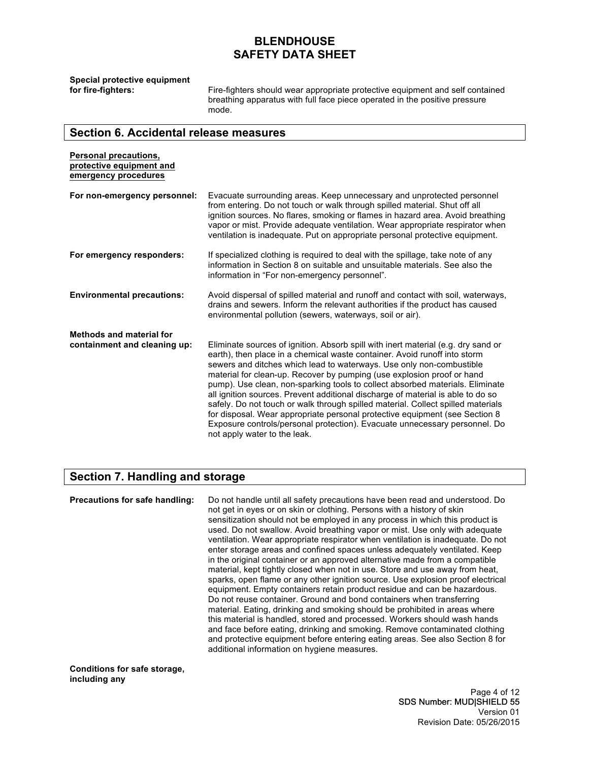**Special protective equipment for fire-fighters:** Fire-fighters should wear appropriate protective equipment and self contained breathing apparatus with full face piece operated in the positive pressure mode.

## Section 6. Accidental release measures

**Personal precautions, protective equipment and emergency procedures**

**For non-emergency personnel:** Evacuate surrounding areas. Keep unnecessary and unprotected personnel from entering. Do not touch or walk through spilled material. Shut off all ignition sources. No flares, smoking or flames in hazard area. Avoid breathing vapor or mist. Provide adequate ventilation. Wear appropriate respirator when ventilation is inadequate. Put on appropriate personal protective equipment.

**For emergency responders:** If specialized clothing is required to deal with the spillage, take note of any information in Section 8 on suitable and unsuitable materials. See also the information in "For non-emergency personnel".

**Environmental precautions:** Avoid dispersal of spilled material and runoff and contact with soil, waterways, drains and sewers. Inform the relevant authorities if the product has caused environmental pollution (sewers, waterways, soil or air).

**Methods and material for containment and cleaning up:** Eliminate sources of ignition. Absorb spill with inert material (e.g. dry sand or earth), then place in a chemical waste container. Avoid runoff into storm sewers and ditches which lead to waterways. Use only non-combustible material for clean-up. Recover by pumping (use explosion proof or hand pump). Use clean, non-sparking tools to collect absorbed materials. Eliminate all ignition sources. Prevent additional discharge of material is able to do so safely. Do not touch or walk through spilled material. Collect spilled materials for disposal. Wear appropriate personal protective equipment (see Section 8 Exposure controls/personal protection). Evacuate unnecessary personnel. Do not apply water to the leak.

## Section 7. Handling and storage

**Precautions for safe handling:** Do not handle until all safety precautions have been read and understood. Do not get in eyes or on skin or clothing. Persons with a history of skin sensitization should not be employed in any process in which this product is used. Do not swallow. Avoid breathing vapor or mist. Use only with adequate ventilation. Wear appropriate respirator when ventilation is inadequate. Do not enter storage areas and confined spaces unless adequately ventilated. Keep in the original container or an approved alternative made from a compatible material, kept tightly closed when not in use. Store and use away from heat, sparks, open flame or any other ignition source. Use explosion proof electrical equipment. Empty containers retain product residue and can be hazardous. Do not reuse container. Ground and bond containers when transferring material. Eating, drinking and smoking should be prohibited in areas where this material is handled, stored and processed. Workers should wash hands and face before eating, drinking and smoking. Remove contaminated clothing and protective equipment before entering eating areas. See also Section 8 for additional information on hygiene measures.

**Conditions for safe storage, including any**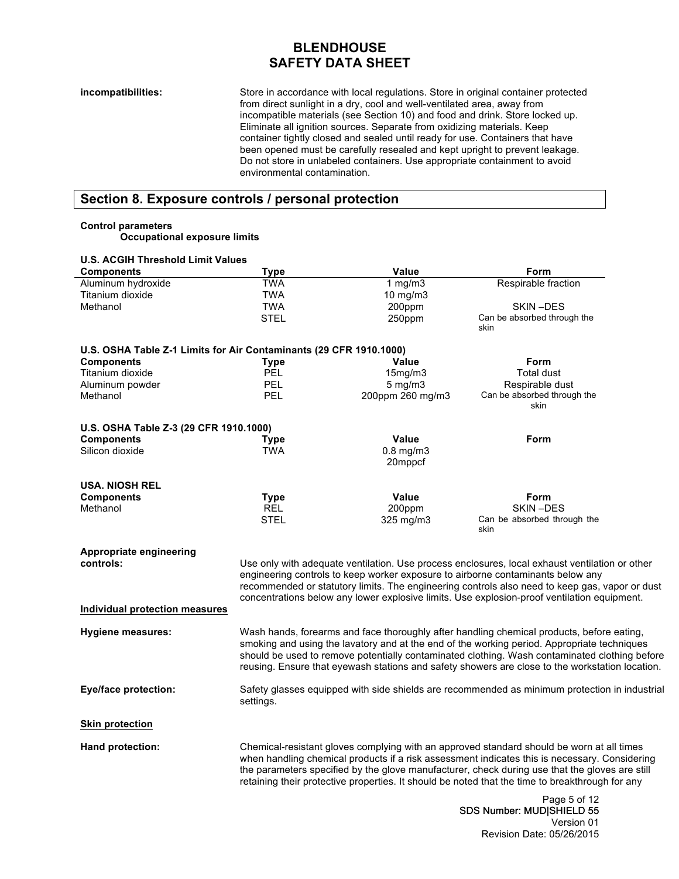**incompatibilities:** Store in accordance with local regulations. Store in original container protected from direct sunlight in a dry, cool and well-ventilated area, away from incompatible materials (see Section 10) and food and drink. Store locked up. Eliminate all ignition sources. Separate from oxidizing materials. Keep container tightly closed and sealed until ready for use. Containers that have been opened must be carefully resealed and kept upright to prevent leakage. Do not store in unlabeled containers. Use appropriate containment to avoid environmental contamination.

## Section 8. Exposure controls / personal protection

**Control parameters**

**Occupational exposure limits**

**U.S. ACGIH Threshold Limit Values**

| Components | Type | Value | Form |
|---|---|---|---|
| Aluminum hydroxide | TWA | 1 mg/m3 | Respirable fraction |
| Titanium dioxide | TWA | 10 mg/m3 | |
| Methanol | TWA | 200ppm | SKIN –DES |
| | STEL | 250ppm | Can be absorbed through the skin |

**U.S. OSHA Table Z-1 Limits for Air Contaminants (29 CFR 1910.1000)**

| Components | Type | Value | Form |
|---|---|---|---|
| Titanium dioxide | PEL | 15mg/m3 | Total dust |
| Aluminum powder | PEL | 5 mg/m3 | Respirable dust |
| Methanol | PEL | 200ppm 260 mg/m3 | Can be absorbed through the skin |

**U.S. OSHA Table Z-3 (29 CFR 1910.1000)**

| Components | Type | Value | Form |
|---|---|---|---|
| Silicon dioxide | TWA | 0.8 mg/m3 20mppcf | |

**USA. NIOSH REL**

| Components | Type | Value | Form |
|---|---|---|---|
| Methanol | REL | 200ppm | SKIN –DES |
| | STEL | 325 mg/m3 | Can be absorbed through the skin |

**Appropriate engineering controls:** Use only with adequate ventilation. Use process enclosures, local exhaust ventilation or other engineering controls to keep worker exposure to airborne contaminants below any recommended or statutory limits. The engineering controls also need to keep gas, vapor or dust concentrations below any lower explosive limits. Use explosion-proof ventilation equipment.

**Individual protection measures**

**Hygiene measures:** Wash hands, forearms and face thoroughly after handling chemical products, before eating, smoking and using the lavatory and at the end of the working period. Appropriate techniques should be used to remove potentially contaminated clothing. Wash contaminated clothing before reusing. Ensure that eyewash stations and safety showers are close to the workstation location.

**Eye/face protection:** Safety glasses equipped with side shields are recommended as minimum protection in industrial settings.

**Skin protection**

**Hand protection:** Chemical-resistant gloves complying with an approved standard should be worn at all times when handling chemical products if a risk assessment indicates this is necessary. Considering the parameters specified by the glove manufacturer, check during use that the gloves are still retaining their protective properties. It should be noted that the time to breakthrough for any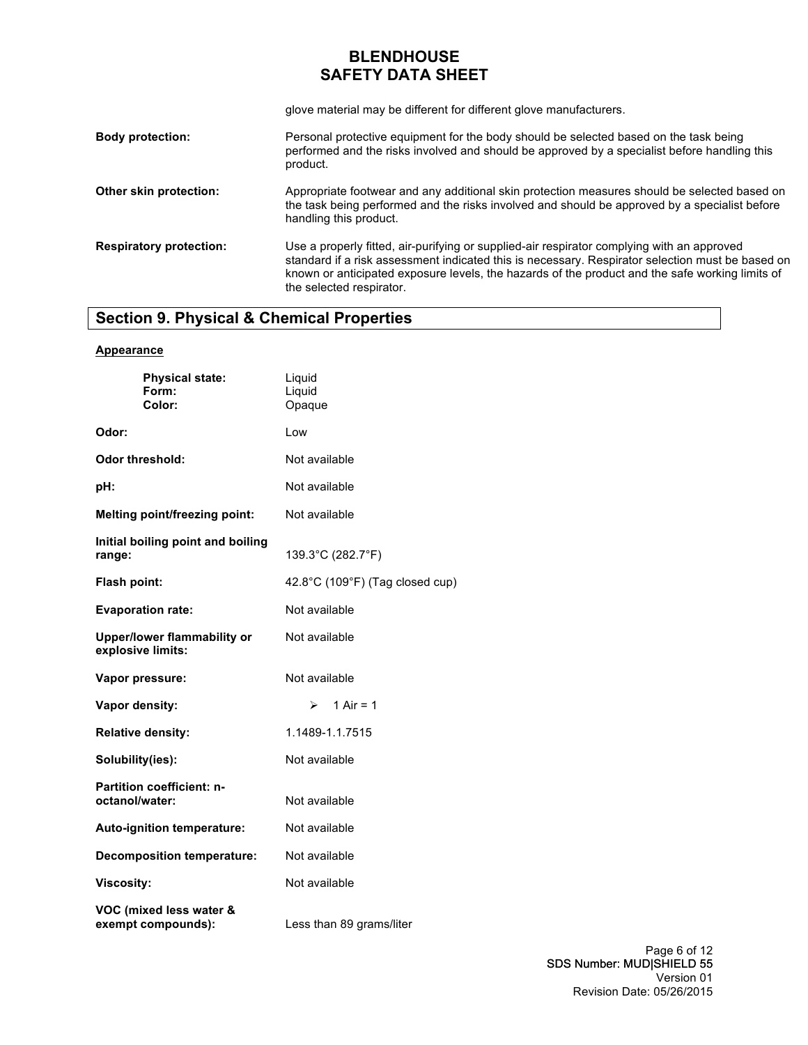glove material may be different for different glove manufacturers.

**Body protection:** Personal protective equipment for the body should be selected based on the task being performed and the risks involved and should be approved by a specialist before handling this product.

**Other skin protection:** Appropriate footwear and any additional skin protection measures should be selected based on the task being performed and the risks involved and should be approved by a specialist before handling this product.

**Respiratory protection:** Use a properly fitted, air-purifying or supplied-air respirator complying with an approved standard if a risk assessment indicated this is necessary. Respirator selection must be based on known or anticipated exposure levels, the hazards of the product and the safe working limits of the selected respirator.

## Section 9. Physical & Chemical Properties

**Appearance**

**Physical state:** Liquid
**Form:** Liquid
**Color:** Opaque

**Odor:** Low

**Odor threshold:** Not available

**pH:** Not available

**Melting point/freezing point:** Not available

**Initial boiling point and boiling range:** 139.3°C (282.7°F)

**Flash point:** 42.8°C (109°F) (Tag closed cup)

**Evaporation rate:** Not available

**Upper/lower flammability or explosive limits:** Not available

**Vapor pressure:** Not available

**Vapor density:** > 1 Air = 1

**Relative density:** 1.1489-1.1.7515

**Solubility(ies):** Not available

**Partition coefficient: n-octanol/water:** Not available

**Auto-ignition temperature:** Not available

**Decomposition temperature:** Not available

**Viscosity:** Not available

**VOC (mixed less water & exempt compounds):** Less than 89 grams/liter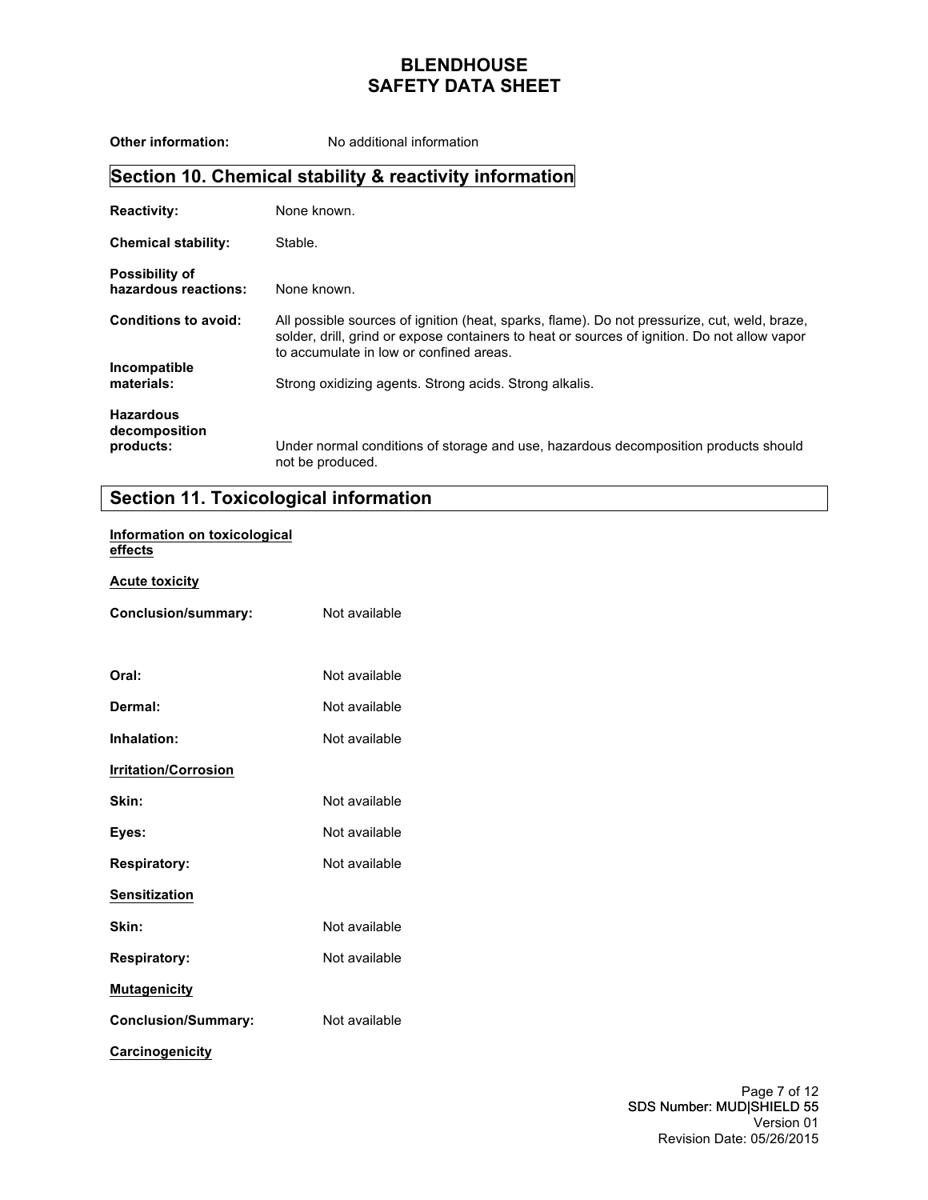**Other information:** No additional information

## Section 10. Chemical stability & reactivity information

**Reactivity:** None known.

**Chemical stability:** Stable.

**Possibility of hazardous reactions:** None known.

**Conditions to avoid:** All possible sources of ignition (heat, sparks, flame). Do not pressurize, cut, weld, braze, solder, drill, grind or expose containers to heat or sources of ignition. Do not allow vapor to accumulate in low or confined areas.

**Incompatible materials:** Strong oxidizing agents. Strong acids. Strong alkalis.

**Hazardous decomposition products:** Under normal conditions of storage and use, hazardous decomposition products should not be produced.

## Section 11. Toxicological information

**Information on toxicological effects**

**Acute toxicity**

**Conclusion/summary:** Not available

**Oral:** Not available

**Dermal:** Not available

**Inhalation:** Not available

**Irritation/Corrosion**

**Skin:** Not available

**Eyes:** Not available

**Respiratory:** Not available

**Sensitization**

**Skin:** Not available

**Respiratory:** Not available

**Mutagenicity**

**Conclusion/Summary:** Not available

**Carcinogenicity**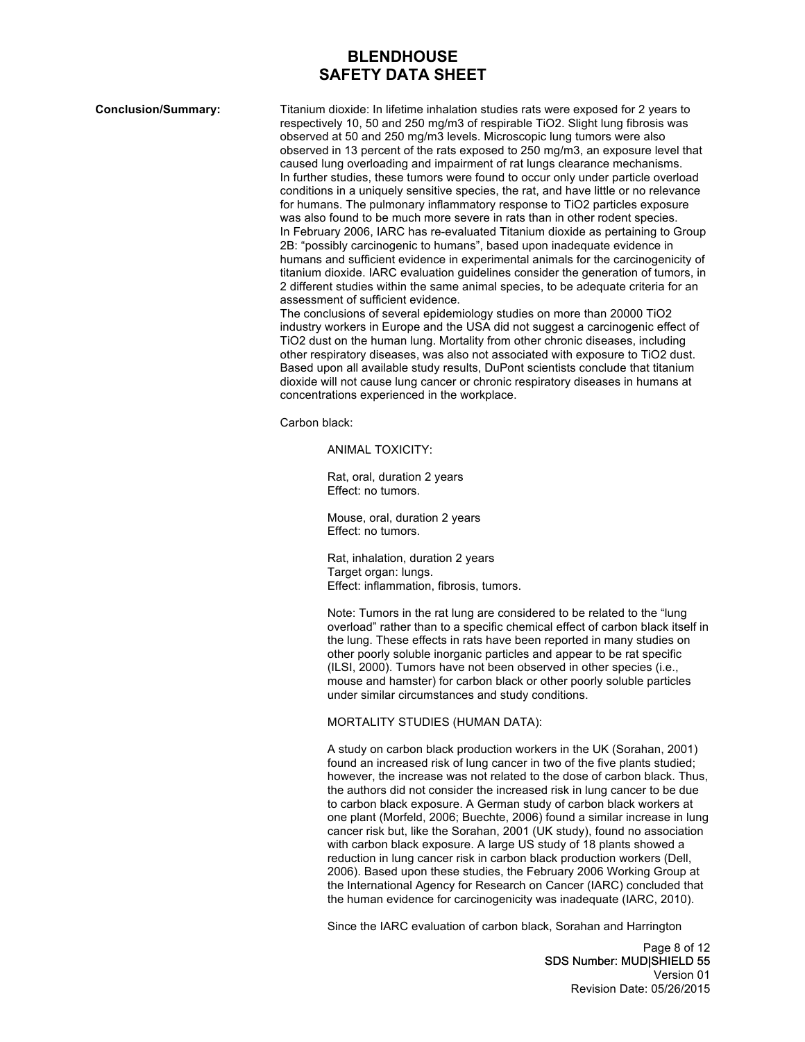**Conclusion/Summary:**

Titanium dioxide: In lifetime inhalation studies rats were exposed for 2 years to respectively 10, 50 and 250 mg/m3 of respirable $TiO_2$. Slight lung fibrosis was observed at 50 and 250 mg/m3 levels. Microscopic lung tumors were also observed in 13 percent of the rats exposed to 250 mg/m3, an exposure level that caused lung overloading and impairment of rat lungs clearance mechanisms. In further studies, these tumors were found to occur only under particle overload conditions in a uniquely sensitive species, the rat, and have little or no relevance for humans. The pulmonary inflammatory response to $TiO_2$ particles exposure was also found to be much more severe in rats than in other rodent species. In February 2006, IARC has re-evaluated Titanium dioxide as pertaining to Group 2B: "possibly carcinogenic to humans", based upon inadequate evidence in humans and sufficient evidence in experimental animals for the carcinogenicity of titanium dioxide. IARC evaluation guidelines consider the generation of tumors, in 2 different studies within the same animal species, to be adequate criteria for an assessment of sufficient evidence.

The conclusions of several epidemiology studies on more than 20000 $TiO_2$ industry workers in Europe and the USA did not suggest a carcinogenic effect of $TiO_2$ dust on the human lung. Mortality from other chronic diseases, including other respiratory diseases, was also not associated with exposure to $TiO_2$ dust. Based upon all available study results, DuPont scientists conclude that titanium dioxide will not cause lung cancer or chronic respiratory diseases in humans at concentrations experienced in the workplace.

Carbon black:

ANIMAL TOXICITY:

Rat, oral, duration 2 years
Effect: no tumors.

Mouse, oral, duration 2 years
Effect: no tumors.

Rat, inhalation, duration 2 years
Target organ: lungs.
Effect: inflammation, fibrosis, tumors.

Note: Tumors in the rat lung are considered to be related to the "lung overload" rather than to a specific chemical effect of carbon black itself in the lung. These effects in rats have been reported in many studies on other poorly soluble inorganic particles and appear to be rat specific (ILSI, 2000). Tumors have not been observed in other species (i.e., mouse and hamster) for carbon black or other poorly soluble particles under similar circumstances and study conditions.

MORTALITY STUDIES (HUMAN DATA):

A study on carbon black production workers in the UK (Sorahan, 2001) found an increased risk of lung cancer in two of the five plants studied; however, the increase was not related to the dose of carbon black. Thus, the authors did not consider the increased risk in lung cancer to be due to carbon black exposure. A German study of carbon black workers at one plant (Morfeld, 2006; Buechte, 2006) found a similar increase in lung cancer risk but, like the Sorahan, 2001 (UK study), found no association with carbon black exposure. A large US study of 18 plants showed a reduction in lung cancer risk in carbon black production workers (Dell, 2006). Based upon these studies, the February 2006 Working Group at the International Agency for Research on Cancer (IARC) concluded that the human evidence for carcinogenicity was inadequate (IARC, 2010).

Since the IARC evaluation of carbon black, Sorahan and Harrington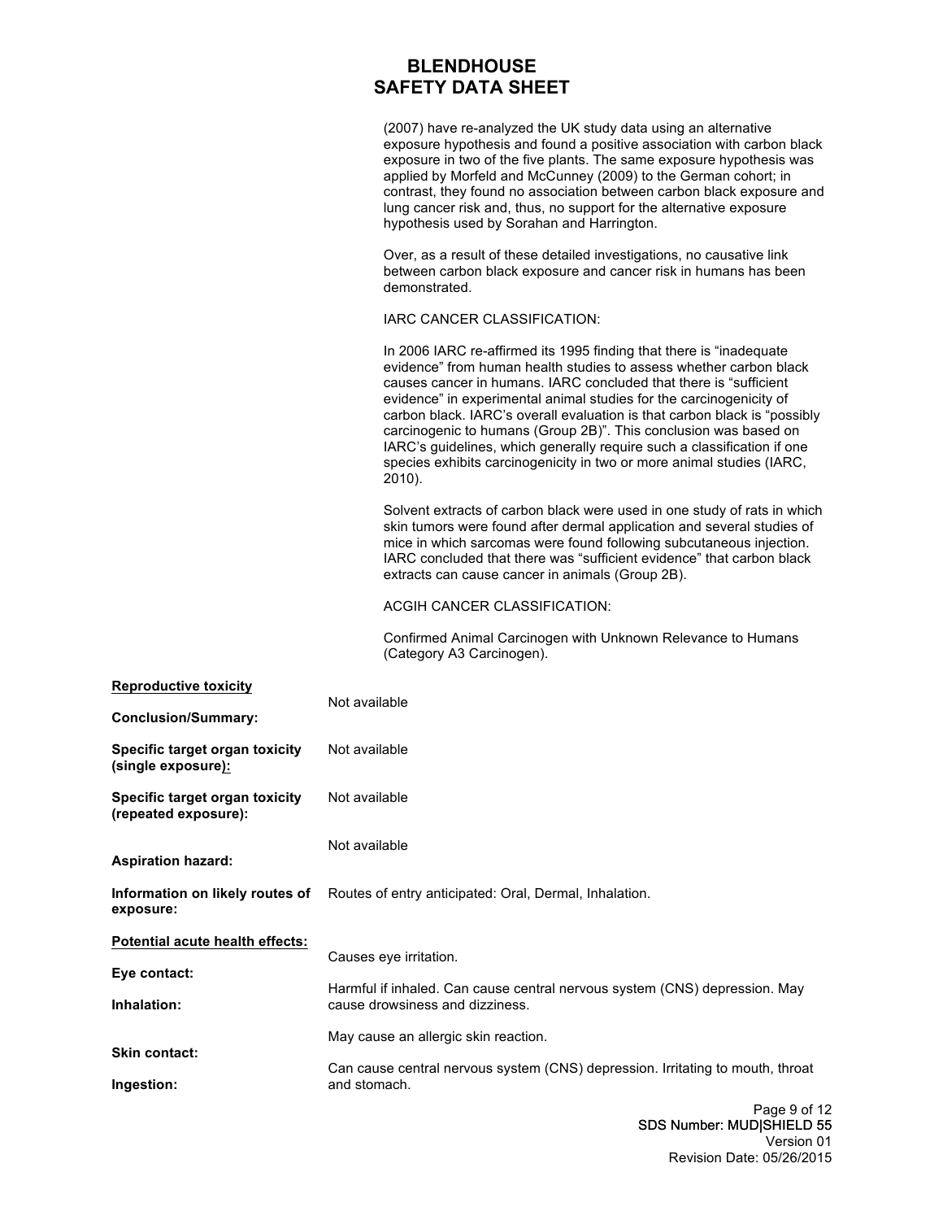(2007) have re-analyzed the UK study data using an alternative exposure hypothesis and found a positive association with carbon black exposure in two of the five plants. The same exposure hypothesis was applied by Morfeld and McCunney (2009) to the German cohort; in contrast, they found no association between carbon black exposure and lung cancer risk and, thus, no support for the alternative exposure hypothesis used by Sorahan and Harrington.

Over, as a result of these detailed investigations, no causative link between carbon black exposure and cancer risk in humans has been demonstrated.

IARC CANCER CLASSIFICATION:

In 2006 IARC re-affirmed its 1995 finding that there is "inadequate evidence" from human health studies to assess whether carbon black causes cancer in humans. IARC concluded that there is "sufficient evidence" in experimental animal studies for the carcinogenicity of carbon black. IARC's overall evaluation is that carbon black is "possibly carcinogenic to humans (Group 2B)". This conclusion was based on IARC's guidelines, which generally require such a classification if one species exhibits carcinogenicity in two or more animal studies (IARC, 2010).

Solvent extracts of carbon black were used in one study of rats in which skin tumors were found after dermal application and several studies of mice in which sarcomas were found following subcutaneous injection. IARC concluded that there was "sufficient evidence" that carbon black extracts can cause cancer in animals (Group 2B).

ACGIH CANCER CLASSIFICATION:

Confirmed Animal Carcinogen with Unknown Relevance to Humans (Category A3 Carcinogen).

**Reproductive toxicity**

**Conclusion/Summary:** Not available

**Specific target organ toxicity (single exposure):** Not available

**Specific target organ toxicity (repeated exposure):** Not available

**Aspiration hazard:** Not available

**Information on likely routes of exposure:** Routes of entry anticipated: Oral, Dermal, Inhalation.

**Potential acute health effects:**

**Eye contact:** Causes eye irritation.

**Inhalation:** Harmful if inhaled. Can cause central nervous system (CNS) depression. May cause drowsiness and dizziness.

**Skin contact:** May cause an allergic skin reaction.

**Ingestion:** Can cause central nervous system (CNS) depression. Irritating to mouth, throat and stomach.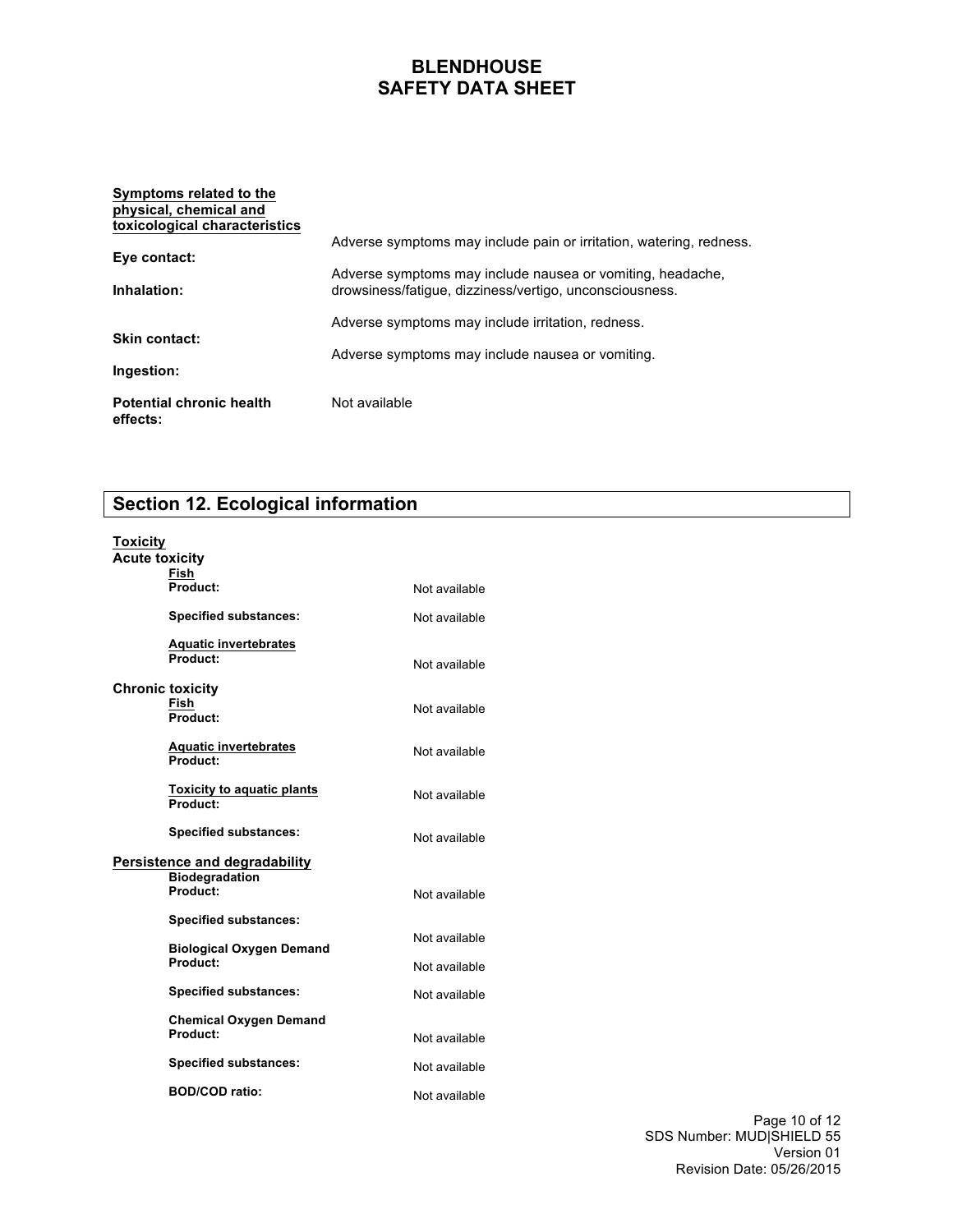**Symptoms related to the physical, chemical and toxicological characteristics**

**Eye contact:** Adverse symptoms may include pain or irritation, watering, redness.

**Inhalation:** Adverse symptoms may include nausea or vomiting, headache, drowsiness/fatigue, dizziness/vertigo, unconsciousness.

**Skin contact:** Adverse symptoms may include irritation, redness.

**Ingestion:** Adverse symptoms may include nausea or vomiting.

**Potential chronic health effects:** Not available

## Section 12. Ecological information

**Toxicity**

**Acute toxicity**

**Fish**

**Product:** Not available

**Specified substances:** Not available

**Aquatic invertebrates**

**Product:** Not available

**Chronic toxicity**

**Fish**

**Product:** Not available

**Aquatic invertebrates**

**Product:** Not available

**Toxicity to aquatic plants**

**Product:** Not available

**Specified substances:** Not available

**Persistence and degradability**

**Biodegradation**

**Product:** Not available

**Specified substances:** Not available

**Biological Oxygen Demand**

**Product:** Not available

**Specified substances:** Not available

**Chemical Oxygen Demand**

**Product:** Not available

**Specified substances:** Not available

**BOD/COD ratio:** Not available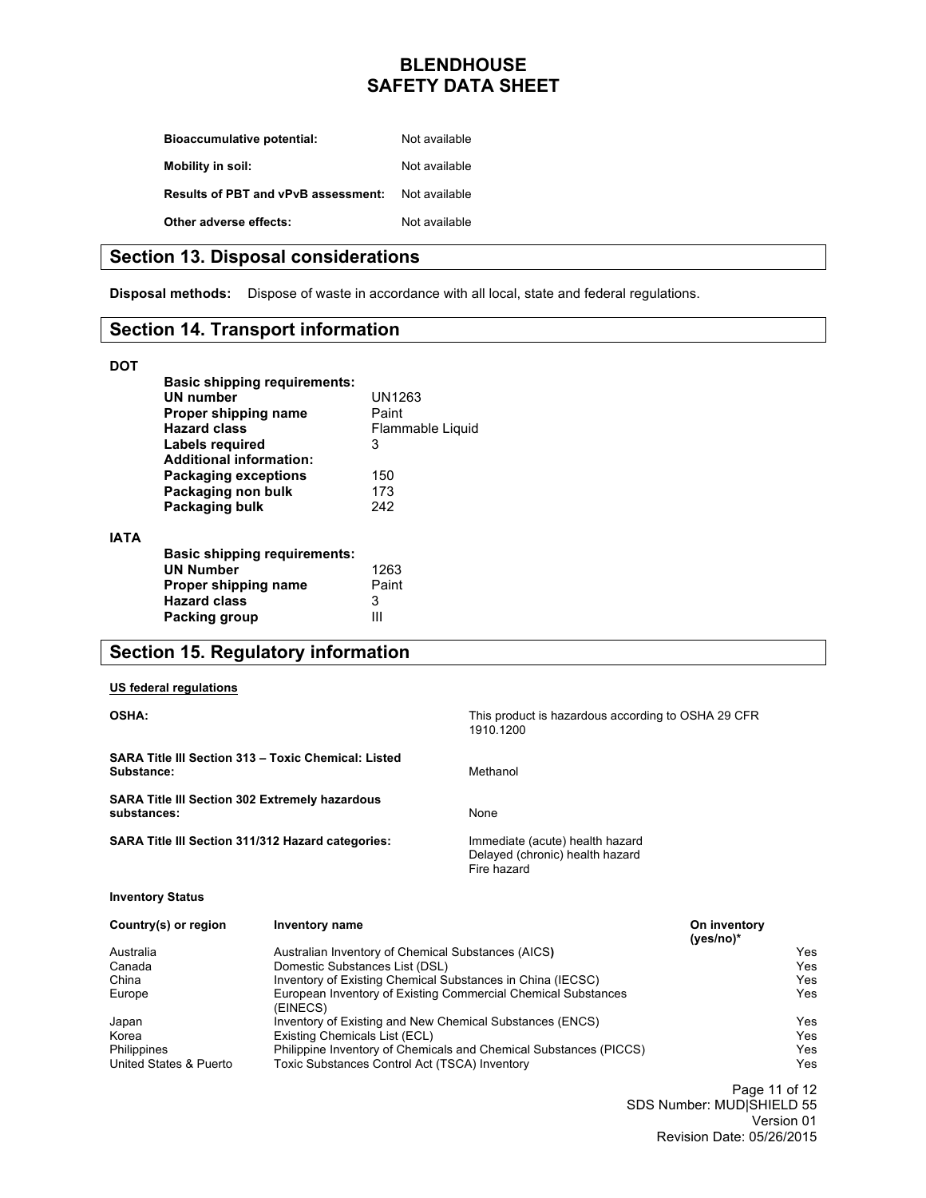**Bioaccumulative potential:** Not available

**Mobility in soil:** Not available

**Results of PBT and vPvB assessment:** Not available

**Other adverse effects:** Not available

## Section 13. Disposal considerations

**Disposal methods:** Dispose of waste in accordance with all local, state and federal regulations.

## Section 14. Transport information

**DOT**

**Basic shipping requirements:**

| | |
|---|---|
| **UN number** | UN1263 |
| **Proper shipping name** | Paint |
| **Hazard class** | Flammable Liquid |
| **Labels required** | 3 |
| **Additional information:** | |
| **Packaging exceptions** | 150 |
| **Packaging non bulk** | 173 |
| **Packaging bulk** | 242 |

**IATA**

**Basic shipping requirements:**

| | |
|---|---|
| **UN Number** | 1263 |
| **Proper shipping name** | Paint |
| **Hazard class** | 3 |
| **Packing group** | III |

## Section 15. Regulatory information

**US federal regulations**

| | |
|---|---|
| **OSHA:** | This product is hazardous according to OSHA 29 CFR 1910.1200 |
| **SARA Title III Section 313 – Toxic Chemical: Listed Substance:** | Methanol |
| **SARA Title III Section 302 Extremely hazardous substances:** | None |
| **SARA Title III Section 311/312 Hazard categories:** | Immediate (acute) health hazard<br>Delayed (chronic) health hazard<br>Fire hazard |

**Inventory Status**

| Country(s) or region | Inventory name | On inventory (yes/no)* |
|---|---|---|
| Australia | Australian Inventory of Chemical Substances (AICS) | Yes |
| Canada | Domestic Substances List (DSL) | Yes |
| China | Inventory of Existing Chemical Substances in China (IECSC) | Yes |
| Europe | European Inventory of Existing Commercial Chemical Substances (EINECS) | Yes |
| Japan | Inventory of Existing and New Chemical Substances (ENCS) | Yes |
| Korea | Existing Chemicals List (ECL) | Yes |
| Philippines | Philippine Inventory of Chemicals and Chemical Substances (PICCS) | Yes |
| United States & Puerto | Toxic Substances Control Act (TSCA) Inventory | Yes |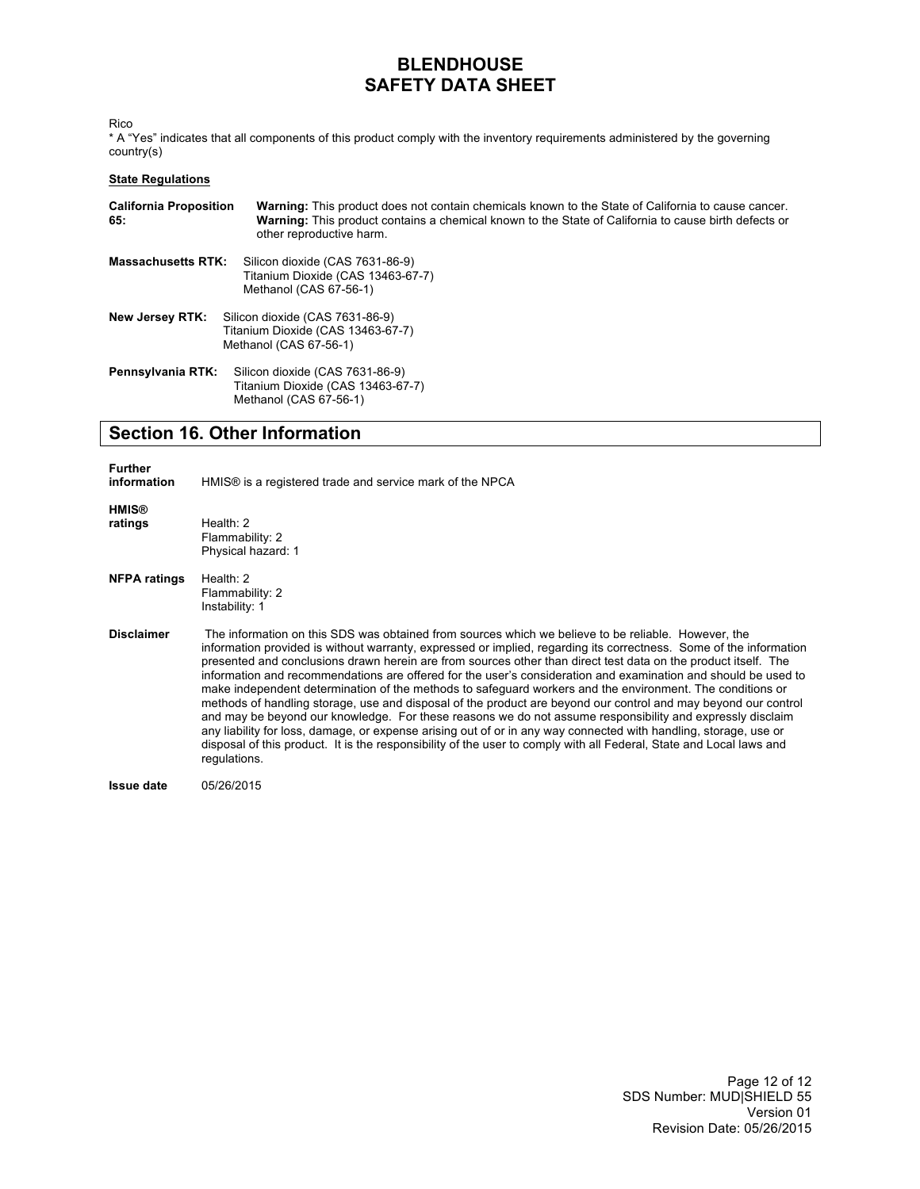Rico
* A "Yes" indicates that all components of this product comply with the inventory requirements administered by the governing country(s)

**State Regulations**

**California Proposition 65:** **Warning:** This product does not contain chemicals known to the State of California to cause cancer. **Warning:** This product contains a chemical known to the State of California to cause birth defects or other reproductive harm.

**Massachusetts RTK:**
Silicon dioxide (CAS 7631-86-9)
Titanium Dioxide (CAS 13463-67-7)
Methanol (CAS 67-56-1)

**New Jersey RTK:**
Silicon dioxide (CAS 7631-86-9)
Titanium Dioxide (CAS 13463-67-7)
Methanol (CAS 67-56-1)

**Pennsylvania RTK:**
Silicon dioxide (CAS 7631-86-9)
Titanium Dioxide (CAS 13463-67-7)
Methanol (CAS 67-56-1)

## Section 16. Other Information

**Further information** HMIS® is a registered trade and service mark of the NPCA

**HMIS® ratings**
Health: 2
Flammability: 2
Physical hazard: 1

**NFPA ratings**
Health: 2
Flammability: 2
Instability: 1

**Disclaimer** The information on this SDS was obtained from sources which we believe to be reliable. However, the information provided is without warranty, expressed or implied, regarding its correctness. Some of the information presented and conclusions drawn herein are from sources other than direct test data on the product itself. The information and recommendations are offered for the user's consideration and examination and should be used to make independent determination of the methods to safeguard workers and the environment. The conditions or methods of handling storage, use and disposal of the product are beyond our control and may beyond our control and may be beyond our knowledge. For these reasons we do not assume responsibility and expressly disclaim any liability for loss, damage, or expense arising out of or in any way connected with handling, storage, use or disposal of this product. It is the responsibility of the user to comply with all Federal, State and Local laws and regulations.

**Issue date** 05/26/2015

SDS Number: MUD|SHIELD 55
Version 01
Revision Date: 05/26/2015